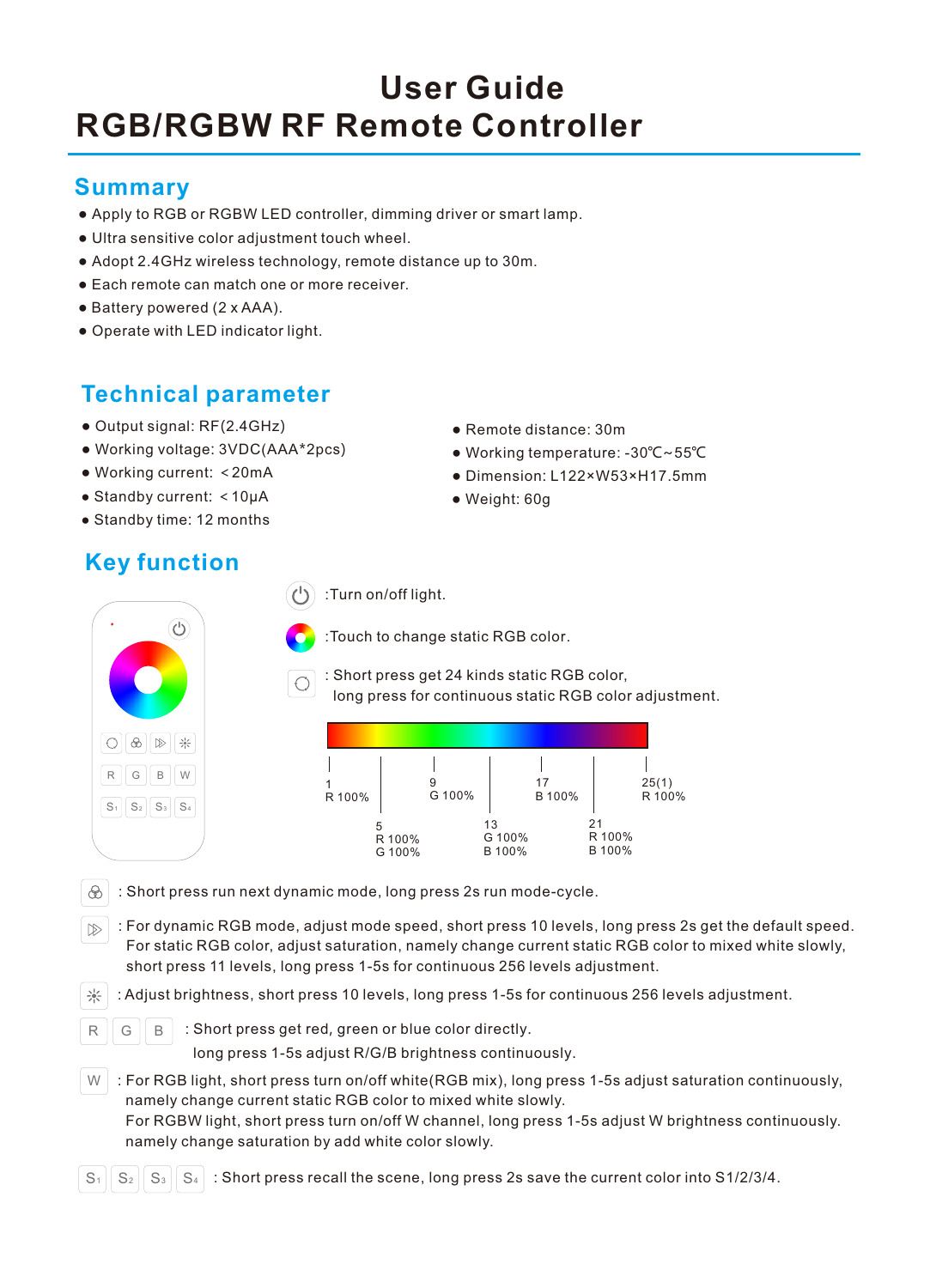# User Guide
# RGB/RGBW RF Remote Controller

## Summary

- Apply to RGB or RGBW LED controller, dimming driver or smart lamp.
- Ultra sensitive color adjustment touch wheel.
- Adopt 2.4GHz wireless technology, remote distance up to 30m.
- Each remote can match one or more receiver.
- Battery powered (2 x AAA).
- Operate with LED indicator light.

## Technical parameter

- Output signal: RF(2.4GHz)
- Working voltage: 3VDC(AAA*2pcs)
- Working current: ＜20mA
- Standby current: ＜10μA
- Standby time: 12 months
- Remote distance: 30m
- Working temperature: -30℃~55℃
- Dimension: L122×W53×H17.5mm
- Weight: 60g

## Key function

:Turn on/off light.

:Touch to change static RGB color.

: Short press get 24 kinds static RGB color, long press for continuous static RGB color adjustment.

1 R 100% — 5 R 100% G 100% — 9 G 100% — 13 G 100% B 100% — 17 B 100% — 21 R 100% B 100% — 25(1) R 100%

: Short press run next dynamic mode, long press 2s run mode-cycle.

: For dynamic RGB mode, adjust mode speed, short press 10 levels, long press 2s get the default speed. For static RGB color, adjust saturation, namely change current static RGB color to mixed white slowly, short press 11 levels, long press 1-5s for continuous 256 levels adjustment.

: Adjust brightness, short press 10 levels, long press 1-5s for continuous 256 levels adjustment.

R G B : Short press get red, green or blue color directly. long press 1-5s adjust R/G/B brightness continuously.

W : For RGB light, short press turn on/off white(RGB mix), long press 1-5s adjust saturation continuously, namely change current static RGB color to mixed white slowly.
For RGBW light, short press turn on/off W channel, long press 1-5s adjust W brightness continuously. namely change saturation by add white color slowly.

$S_1$ $S_2$ $S_3$ $S_4$ : Short press recall the scene, long press 2s save the current color into S1/2/3/4.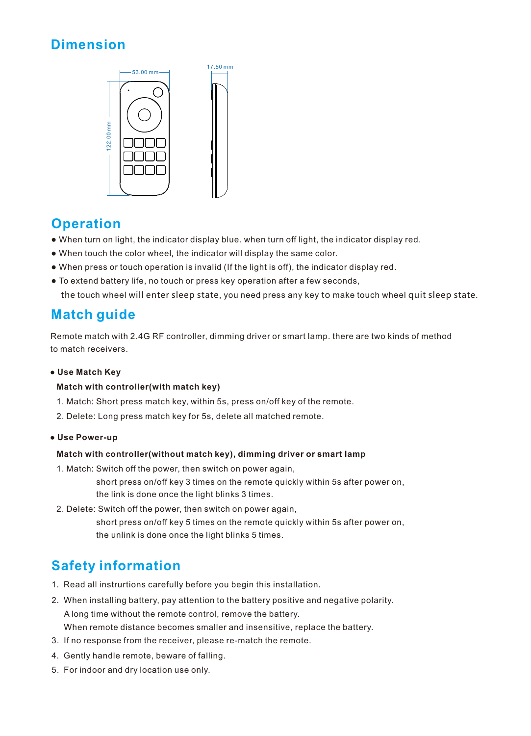## Dimension

53.00 mm

17.50 mm

122.00 mm

## Operation

- When turn on light, the indicator display blue. when turn off light, the indicator display red.
- When touch the color wheel, the indicator will display the same color.
- When press or touch operation is invalid (If the light is off), the indicator display red.
- To extend battery life, no touch or press key operation after a few seconds,
  the touch wheel will enter sleep state, you need press any key to make touch wheel quit sleep state.

## Match guide

Remote match with 2.4G RF controller, dimming driver or smart lamp. there are two kinds of method to match receivers.

- **Use Match Key**

  **Match with controller(with match key)**

  1. Match: Short press match key, within 5s, press on/off key of the remote.
  2. Delete: Long press match key for 5s, delete all matched remote.

- **Use Power-up**

  **Match with controller(without match key), dimming driver or smart lamp**

  1. Match: Switch off the power, then switch on power again,
     short press on/off key 3 times on the remote quickly within 5s after power on,
     the link is done once the light blinks 3 times.
  2. Delete: Switch off the power, then switch on power again,
     short press on/off key 5 times on the remote quickly within 5s after power on,
     the unlink is done once the light blinks 5 times.

## Safety information

1. Read all instrurtions carefully before you begin this installation.
2. When installing battery, pay attention to the battery positive and negative polarity.
   A long time without the remote control, remove the battery.
   When remote distance becomes smaller and insensitive, replace the battery.
3. If no response from the receiver, please re-match the remote.
4. Gently handle remote, beware of falling.
5. For indoor and dry location use only.